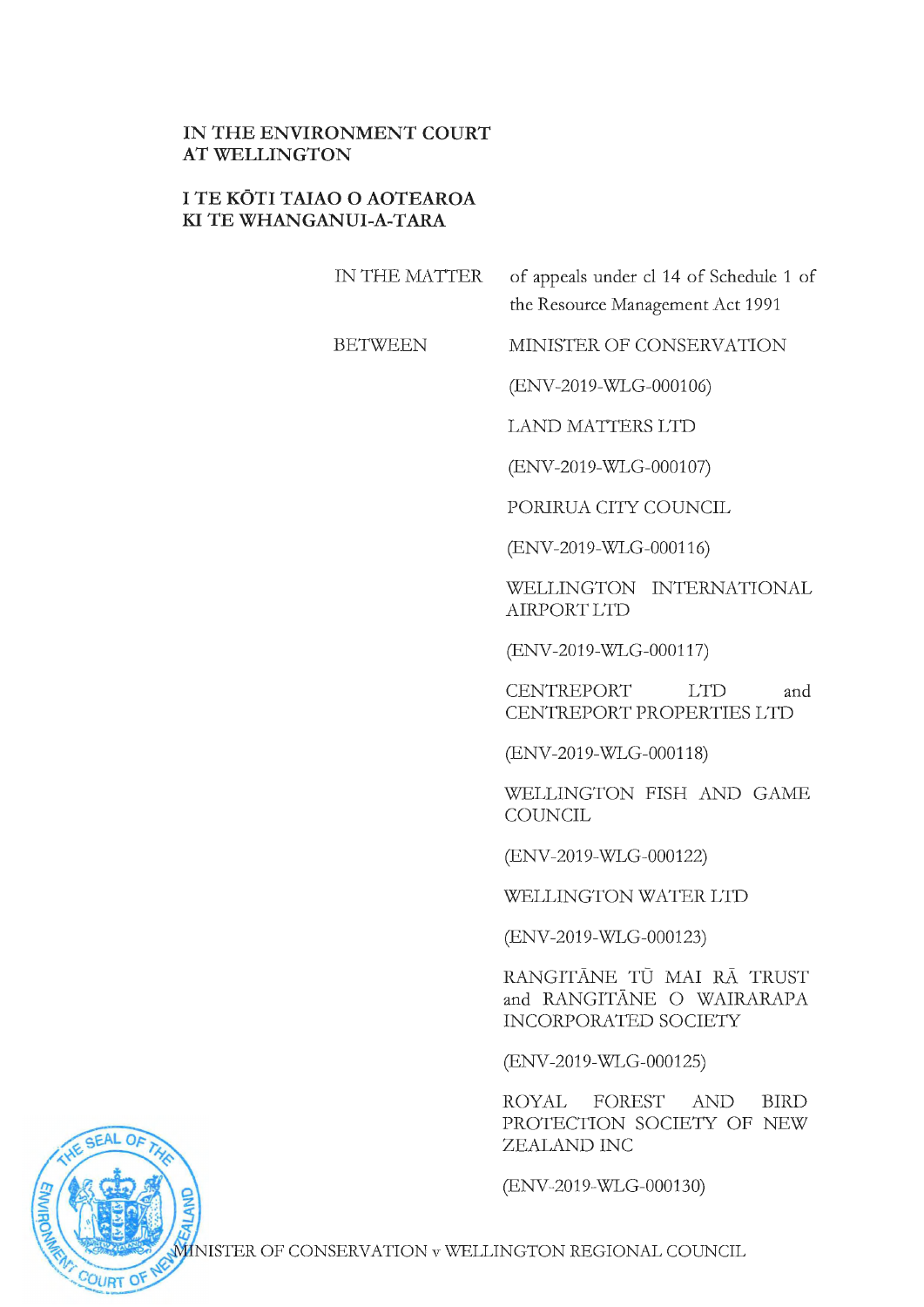**IN THE ENVIRONMENT COURT**
**AT WELLINGTON**

**I TE KŌTI TAIAO O AOTEAROA**
**KI TE WHANGANUI-A-TARA**

| | |
|---|---|
| IN THE MATTER | of appeals under cl 14 of Schedule 1 of the Resource Management Act 1991 |
| BETWEEN | MINISTER OF CONSERVATION |
| | (ENV-2019-WLG-000106) |
| | LAND MATTERS LTD |
| | (ENV-2019-WLG-000107) |
| | PORIRUA CITY COUNCIL |
| | (ENV-2019-WLG-000116) |
| | WELLINGTON INTERNATIONAL AIRPORT LTD |
| | (ENV-2019-WLG-000117) |
| | CENTREPORT LTD and CENTREPORT PROPERTIES LTD |
| | (ENV-2019-WLG-000118) |
| | WELLINGTON FISH AND GAME COUNCIL |
| | (ENV-2019-WLG-000122) |
| | WELLINGTON WATER LTD |
| | (ENV-2019-WLG-000123) |
| | RANGITĀNE TŪ MAI RĀ TRUST and RANGITĀNE O WAIRARAPA INCORPORATED SOCIETY |
| | (ENV-2019-WLG-000125) |
| | ROYAL FOREST AND BIRD PROTECTION SOCIETY OF NEW ZEALAND INC |
| | (ENV-2019-WLG-000130) |

MINISTER OF CONSERVATION v WELLINGTON REGIONAL COUNCIL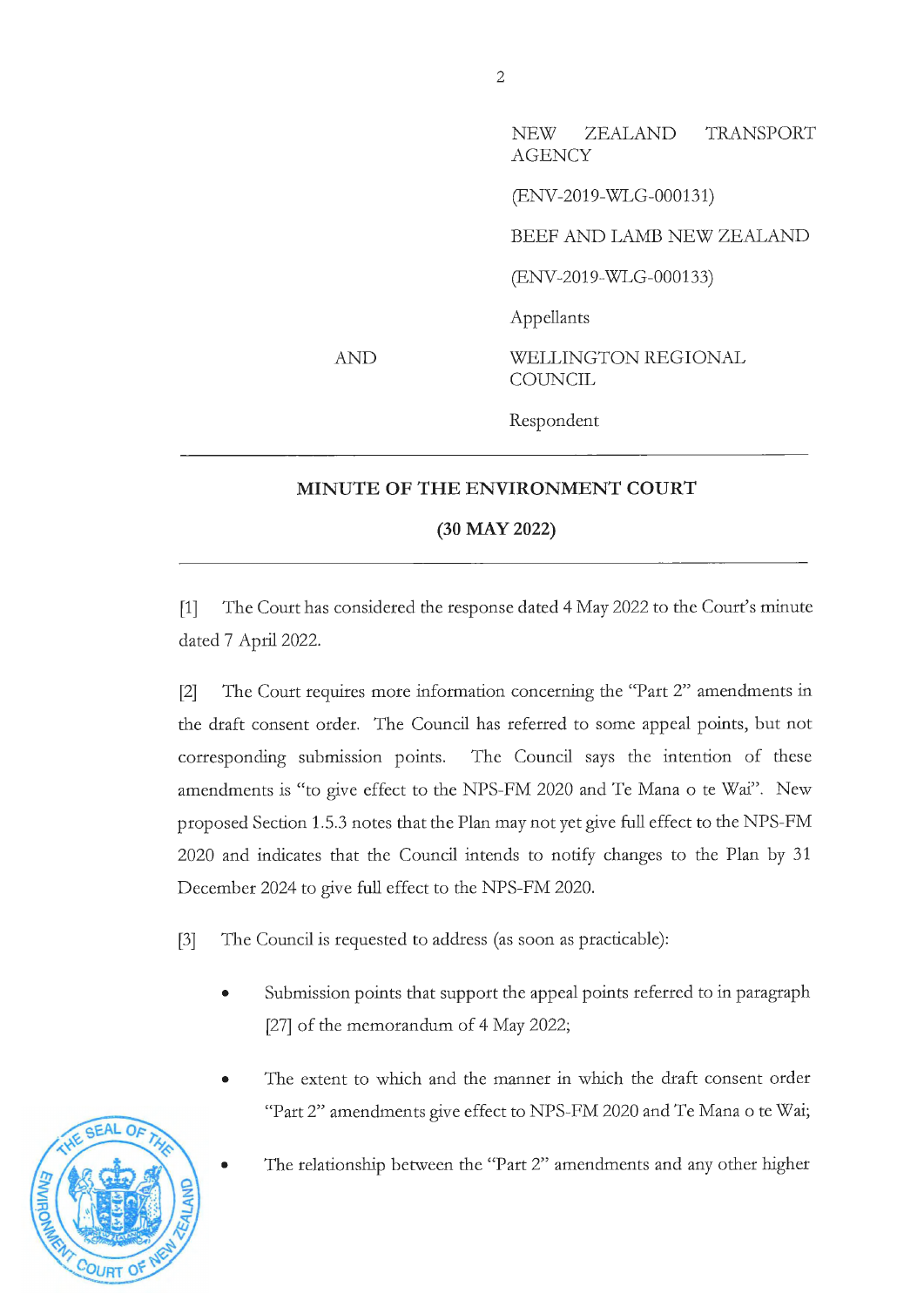NEW ZEALAND TRANSPORT AGENCY

(ENV-2019-WLG-000131)

BEEF AND LAMB NEW ZEALAND

(ENV-2019-WLG-000133)

Appellants

AND WELLINGTON REGIONAL COUNCIL

Respondent

---

**MINUTE OF THE ENVIRONMENT COURT**

**(30 MAY 2022)**

---

[1] The Court has considered the response dated 4 May 2022 to the Court's minute dated 7 April 2022.

[2] The Court requires more information concerning the "Part 2" amendments in the draft consent order. The Council has referred to some appeal points, but not corresponding submission points. The Council says the intention of these amendments is "to give effect to the NPS-FM 2020 and Te Mana o te Wai". New proposed Section 1.5.3 notes that the Plan may not yet give full effect to the NPS-FM 2020 and indicates that the Council intends to notify changes to the Plan by 31 December 2024 to give full effect to the NPS-FM 2020.

[3] The Council is requested to address (as soon as practicable):

- Submission points that support the appeal points referred to in paragraph [27] of the memorandum of 4 May 2022;
- The extent to which and the manner in which the draft consent order "Part 2" amendments give effect to NPS-FM 2020 and Te Mana o te Wai;
- The relationship between the "Part 2" amendments and any other higher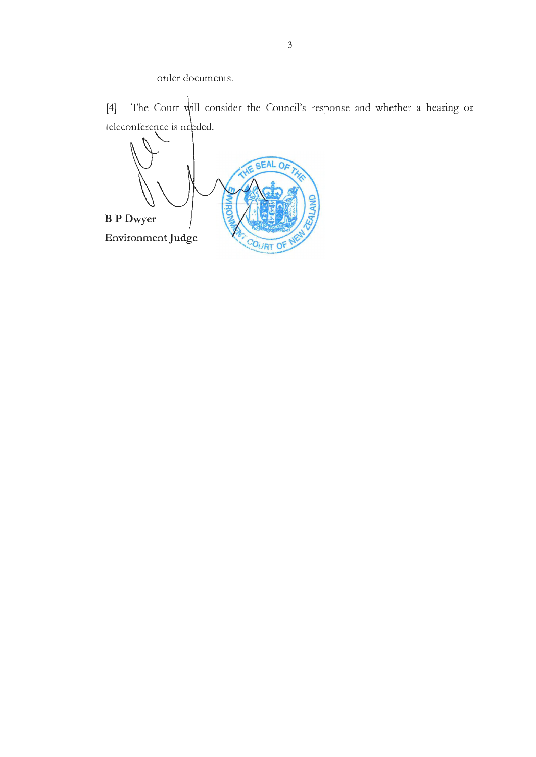order documents.

[4] The Court will consider the Council's response and whether a hearing or teleconference is needed.

**B P Dwyer**

**Environment Judge**